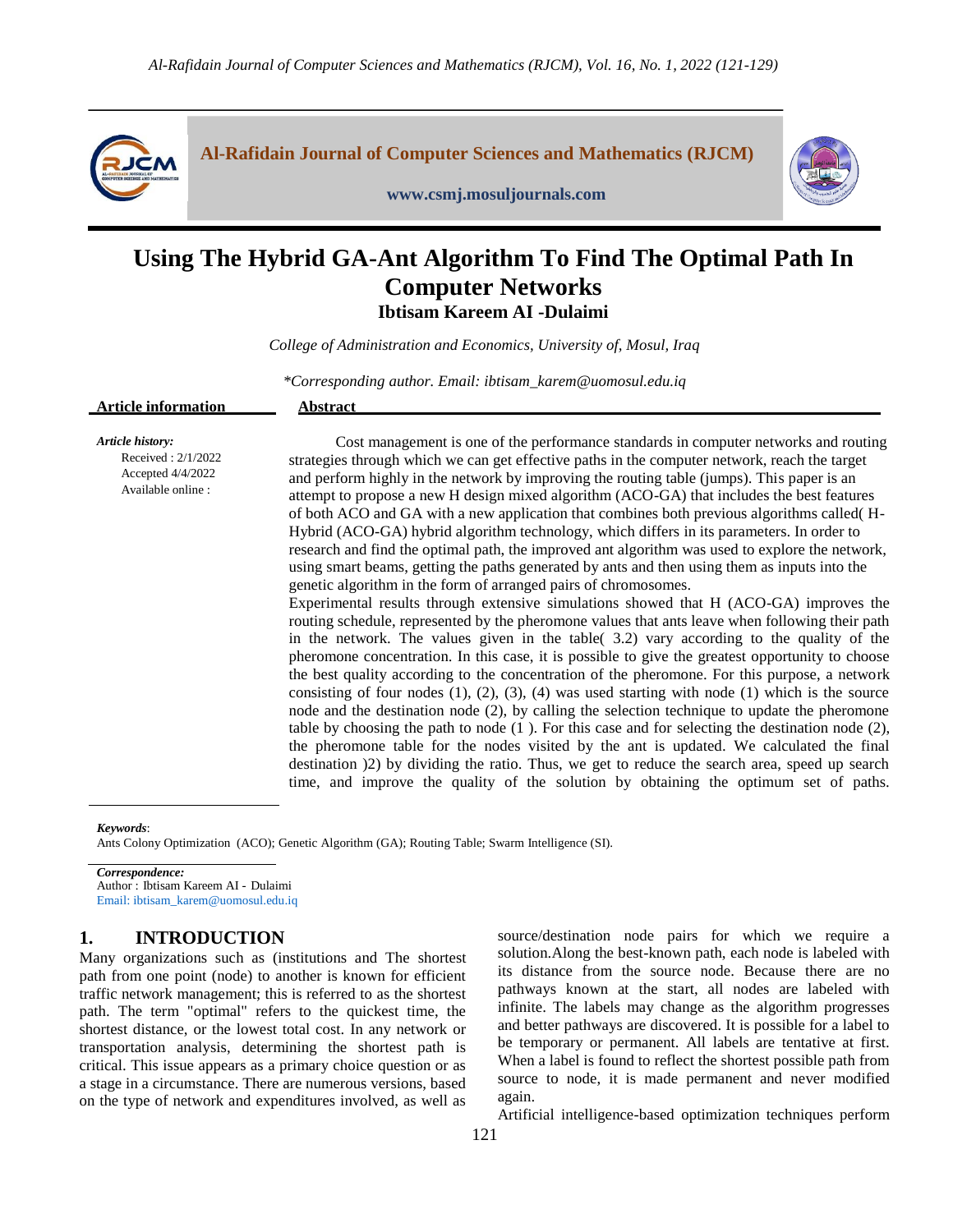# Using The Hybrid GA-Ant Algorithm To Find The Optimal Path In Computer Networks

**Ibtisam Kareem AI -Dulaimi**

*College of Administration and Economics, University of, Mosul, Iraq*

*\*Corresponding author. Email: ibtisam_karem@uomosul.edu.iq*

**Article information**

*Article history:*
Received : 2/1/2022
Accepted 4/4/2022
Available online :

**Abstract**

Cost management is one of the performance standards in computer networks and routing strategies through which we can get effective paths in the computer network, reach the target and perform highly in the network by improving the routing table (jumps). This paper is an attempt to propose a new H design mixed algorithm (ACO-GA) that includes the best features of both ACO and GA with a new application that combines both previous algorithms called( H-Hybrid (ACO-GA) hybrid algorithm technology, which differs in its parameters. In order to research and find the optimal path, the improved ant algorithm was used to explore the network, using smart beams, getting the paths generated by ants and then using them as inputs into the genetic algorithm in the form of arranged pairs of chromosomes.

Experimental results through extensive simulations showed that H (ACO-GA) improves the routing schedule, represented by the pheromone values that ants leave when following their path in the network. The values given in the table( 3.2) vary according to the quality of the pheromone concentration. In this case, it is possible to give the greatest opportunity to choose the best quality according to the concentration of the pheromone. For this purpose, a network consisting of four nodes (1), (2), (3), (4) was used starting with node (1) which is the source node and the destination node (2), by calling the selection technique to update the pheromone table by choosing the path to node (1 ). For this case and for selecting the destination node (2), the pheromone table for the nodes visited by the ant is updated. We calculated the final destination )2) by dividing the ratio. Thus, we get to reduce the search area, speed up search time, and improve the quality of the solution by obtaining the optimum set of paths.

*Keywords*:
Ants Colony Optimization (ACO); Genetic Algorithm (GA); Routing Table; Swarm Intelligence (SI).

*Correspondence:*
Author : Ibtisam Kareem AI - Dulaimi
Email: ibtisam_karem@uomosul.edu.iq

## 1. INTRODUCTION

Many organizations such as (institutions and The shortest path from one point (node) to another is known for efficient traffic network management; this is referred to as the shortest path. The term "optimal" refers to the quickest time, the shortest distance, or the lowest total cost. In any network or transportation analysis, determining the shortest path is critical. This issue appears as a primary choice question or as a stage in a circumstance. There are numerous versions, based on the type of network and expenditures involved, as well as source/destination node pairs for which we require a solution.Along the best-known path, each node is labeled with its distance from the source node. Because there are no pathways known at the start, all nodes are labeled with infinite. The labels may change as the algorithm progresses and better pathways are discovered. It is possible for a label to be temporary or permanent. All labels are tentative at first. When a label is found to reflect the shortest possible path from source to node, it is made permanent and never modified again.

Artificial intelligence-based optimization techniques perform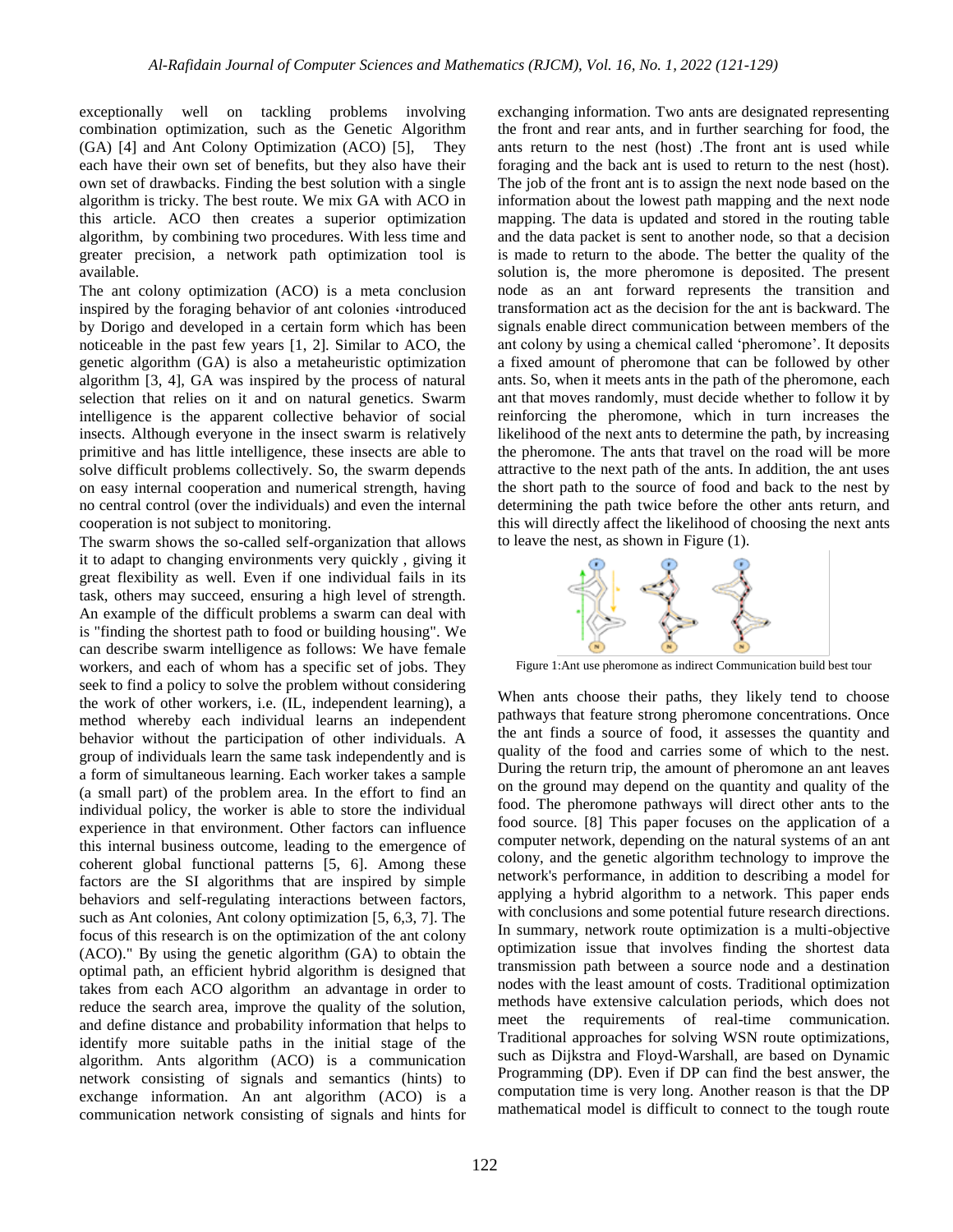exceptionally well on tackling problems involving combination optimization, such as the Genetic Algorithm (GA) [4] and Ant Colony Optimization (ACO) [5], They each have their own set of benefits, but they also have their own set of drawbacks. Finding the best solution with a single algorithm is tricky. The best route. We mix GA with ACO in this article. ACO then creates a superior optimization algorithm, by combining two procedures. With less time and greater precision, a network path optimization tool is available.

The ant colony optimization (ACO) is a meta conclusion inspired by the foraging behavior of ant colonies ،introduced by Dorigo and developed in a certain form which has been noticeable in the past few years [1, 2]. Similar to ACO, the genetic algorithm (GA) is also a metaheuristic optimization algorithm [3, 4], GA was inspired by the process of natural selection that relies on it and on natural genetics. Swarm intelligence is the apparent collective behavior of social insects. Although everyone in the insect swarm is relatively primitive and has little intelligence, these insects are able to solve difficult problems collectively. So, the swarm depends on easy internal cooperation and numerical strength, having no central control (over the individuals) and even the internal cooperation is not subject to monitoring.

The swarm shows the so-called self-organization that allows it to adapt to changing environments very quickly , giving it great flexibility as well. Even if one individual fails in its task, others may succeed, ensuring a high level of strength. An example of the difficult problems a swarm can deal with is "finding the shortest path to food or building housing". We can describe swarm intelligence as follows: We have female workers, and each of whom has a specific set of jobs. They seek to find a policy to solve the problem without considering the work of other workers, i.e. (IL, independent learning), a method whereby each individual learns an independent behavior without the participation of other individuals. A group of individuals learn the same task independently and is a form of simultaneous learning. Each worker takes a sample (a small part) of the problem area. In the effort to find an individual policy, the worker is able to store the individual experience in that environment. Other factors can influence this internal business outcome, leading to the emergence of coherent global functional patterns [5, 6]. Among these factors are the SI algorithms that are inspired by simple behaviors and self-regulating interactions between factors, such as Ant colonies, Ant colony optimization [5, 6,3, 7]. The focus of this research is on the optimization of the ant colony (ACO)." By using the genetic algorithm (GA) to obtain the optimal path, an efficient hybrid algorithm is designed that takes from each ACO algorithm an advantage in order to reduce the search area, improve the quality of the solution, and define distance and probability information that helps to identify more suitable paths in the initial stage of the algorithm. Ants algorithm (ACO) is a communication network consisting of signals and semantics (hints) to exchange information. An ant algorithm (ACO) is a communication network consisting of signals and hints for exchanging information. Two ants are designated representing the front and rear ants, and in further searching for food, the ants return to the nest (host) .The front ant is used while foraging and the back ant is used to return to the nest (host). The job of the front ant is to assign the next node based on the information about the lowest path mapping and the next node mapping. The data is updated and stored in the routing table and the data packet is sent to another node, so that a decision is made to return to the abode. The better the quality of the solution is, the more pheromone is deposited. The present node as an ant forward represents the transition and transformation act as the decision for the ant is backward. The signals enable direct communication between members of the ant colony by using a chemical called 'pheromone'. It deposits a fixed amount of pheromone that can be followed by other ants. So, when it meets ants in the path of the pheromone, each ant that moves randomly, must decide whether to follow it by reinforcing the pheromone, which in turn increases the likelihood of the next ants to determine the path, by increasing the pheromone. The ants that travel on the road will be more attractive to the next path of the ants. In addition, the ant uses the short path to the source of food and back to the nest by determining the path twice before the other ants return, and this will directly affect the likelihood of choosing the next ants to leave the nest, as shown in Figure (1).

Figure 1:Ant use pheromone as indirect Communication build best tour

When ants choose their paths, they likely tend to choose pathways that feature strong pheromone concentrations. Once the ant finds a source of food, it assesses the quantity and quality of the food and carries some of which to the nest. During the return trip, the amount of pheromone an ant leaves on the ground may depend on the quantity and quality of the food. The pheromone pathways will direct other ants to the food source. [8] This paper focuses on the application of a computer network, depending on the natural systems of an ant colony, and the genetic algorithm technology to improve the network's performance, in addition to describing a model for applying a hybrid algorithm to a network. This paper ends with conclusions and some potential future research directions. In summary, network route optimization is a multi-objective optimization issue that involves finding the shortest data transmission path between a source node and a destination nodes with the least amount of costs. Traditional optimization methods have extensive calculation periods, which does not meet the requirements of real-time communication. Traditional approaches for solving WSN route optimizations, such as Dijkstra and Floyd-Warshall, are based on Dynamic Programming (DP). Even if DP can find the best answer, the computation time is very long. Another reason is that the DP mathematical model is difficult to connect to the tough route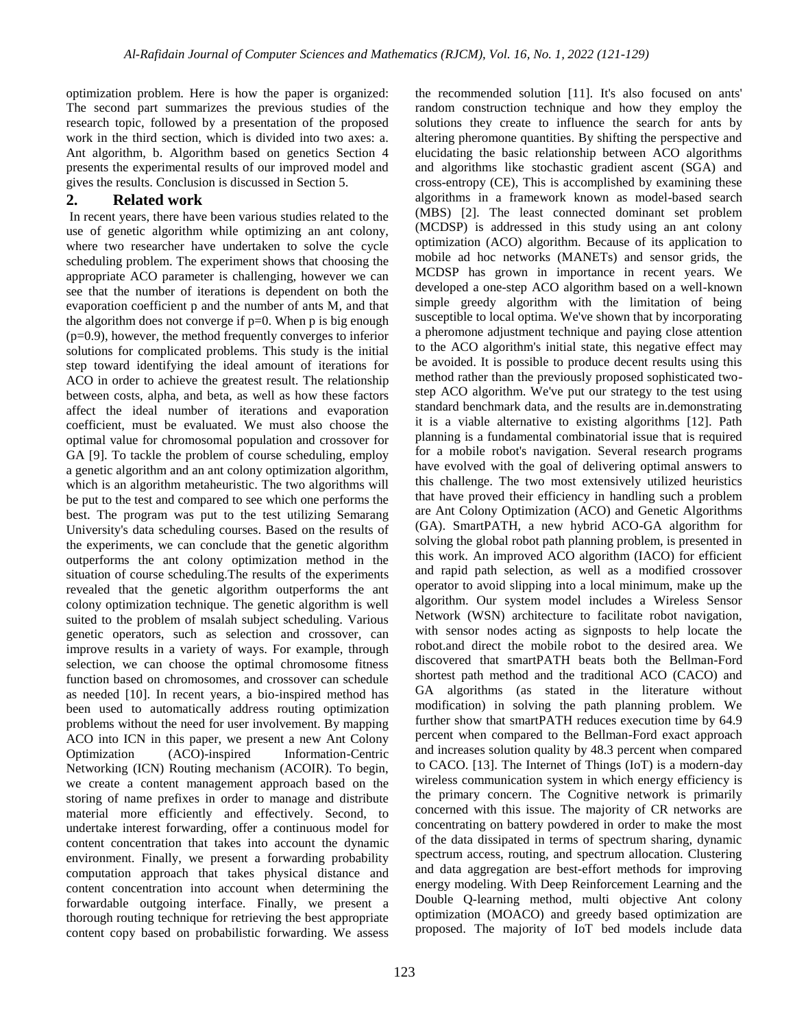optimization problem. Here is how the paper is organized: The second part summarizes the previous studies of the research topic, followed by a presentation of the proposed work in the third section, which is divided into two axes: a. Ant algorithm, b. Algorithm based on genetics Section 4 presents the experimental results of our improved model and gives the results. Conclusion is discussed in Section 5.

## 2. Related work

In recent years, there have been various studies related to the use of genetic algorithm while optimizing an ant colony, where two researcher have undertaken to solve the cycle scheduling problem. The experiment shows that choosing the appropriate ACO parameter is challenging, however we can see that the number of iterations is dependent on both the evaporation coefficient p and the number of ants M, and that the algorithm does not converge if p=0. When p is big enough (p=0.9), however, the method frequently converges to inferior solutions for complicated problems. This study is the initial step toward identifying the ideal amount of iterations for ACO in order to achieve the greatest result. The relationship between costs, alpha, and beta, as well as how these factors affect the ideal number of iterations and evaporation coefficient, must be evaluated. We must also choose the optimal value for chromosomal population and crossover for GA [9]. To tackle the problem of course scheduling, employ a genetic algorithm and an ant colony optimization algorithm, which is an algorithm metaheuristic. The two algorithms will be put to the test and compared to see which one performs the best. The program was put to the test utilizing Semarang University's data scheduling courses. Based on the results of the experiments, we can conclude that the genetic algorithm outperforms the ant colony optimization method in the situation of course scheduling.The results of the experiments revealed that the genetic algorithm outperforms the ant colony optimization technique. The genetic algorithm is well suited to the problem of msalah subject scheduling. Various genetic operators, such as selection and crossover, can improve results in a variety of ways. For example, through selection, we can choose the optimal chromosome fitness function based on chromosomes, and crossover can schedule as needed [10]. In recent years, a bio-inspired method has been used to automatically address routing optimization problems without the need for user involvement. By mapping ACO into ICN in this paper, we present a new Ant Colony Optimization (ACO)-inspired Information-Centric Networking (ICN) Routing mechanism (ACOIR). To begin, we create a content management approach based on the storing of name prefixes in order to manage and distribute material more efficiently and effectively. Second, to undertake interest forwarding, offer a continuous model for content concentration that takes into account the dynamic environment. Finally, we present a forwarding probability computation approach that takes physical distance and content concentration into account when determining the forwardable outgoing interface. Finally, we present a thorough routing technique for retrieving the best appropriate content copy based on probabilistic forwarding. We assess the recommended solution [11]. It's also focused on ants' random construction technique and how they employ the solutions they create to influence the search for ants by altering pheromone quantities. By shifting the perspective and elucidating the basic relationship between ACO algorithms and algorithms like stochastic gradient ascent (SGA) and cross-entropy (CE), This is accomplished by examining these algorithms in a framework known as model-based search (MBS) [2]. The least connected dominant set problem (MCDSP) is addressed in this study using an ant colony optimization (ACO) algorithm. Because of its application to mobile ad hoc networks (MANETs) and sensor grids, the MCDSP has grown in importance in recent years. We developed a one-step ACO algorithm based on a well-known simple greedy algorithm with the limitation of being susceptible to local optima. We've shown that by incorporating a pheromone adjustment technique and paying close attention to the ACO algorithm's initial state, this negative effect may be avoided. It is possible to produce decent results using this method rather than the previously proposed sophisticated two-step ACO algorithm. We've put our strategy to the test using standard benchmark data, and the results are in.demonstrating it is a viable alternative to existing algorithms [12]. Path planning is a fundamental combinatorial issue that is required for a mobile robot's navigation. Several research programs have evolved with the goal of delivering optimal answers to this challenge. The two most extensively utilized heuristics that have proved their efficiency in handling such a problem are Ant Colony Optimization (ACO) and Genetic Algorithms (GA). SmartPATH, a new hybrid ACO-GA algorithm for solving the global robot path planning problem, is presented in this work. An improved ACO algorithm (IACO) for efficient and rapid path selection, as well as a modified crossover operator to avoid slipping into a local minimum, make up the algorithm. Our system model includes a Wireless Sensor Network (WSN) architecture to facilitate robot navigation, with sensor nodes acting as signposts to help locate the robot.and direct the mobile robot to the desired area. We discovered that smartPATH beats both the Bellman-Ford shortest path method and the traditional ACO (CACO) and GA algorithms (as stated in the literature without modification) in solving the path planning problem. We further show that smartPATH reduces execution time by 64.9 percent when compared to the Bellman-Ford exact approach and increases solution quality by 48.3 percent when compared to CACO. [13]. The Internet of Things (IoT) is a modern-day wireless communication system in which energy efficiency is the primary concern. The Cognitive network is primarily concerned with this issue. The majority of CR networks are concentrating on battery powdered in order to make the most of the data dissipated in terms of spectrum sharing, dynamic spectrum access, routing, and spectrum allocation. Clustering and data aggregation are best-effort methods for improving energy modeling. With Deep Reinforcement Learning and the Double Q-learning method, multi objective Ant colony optimization (MOACO) and greedy based optimization are proposed. The majority of IoT bed models include data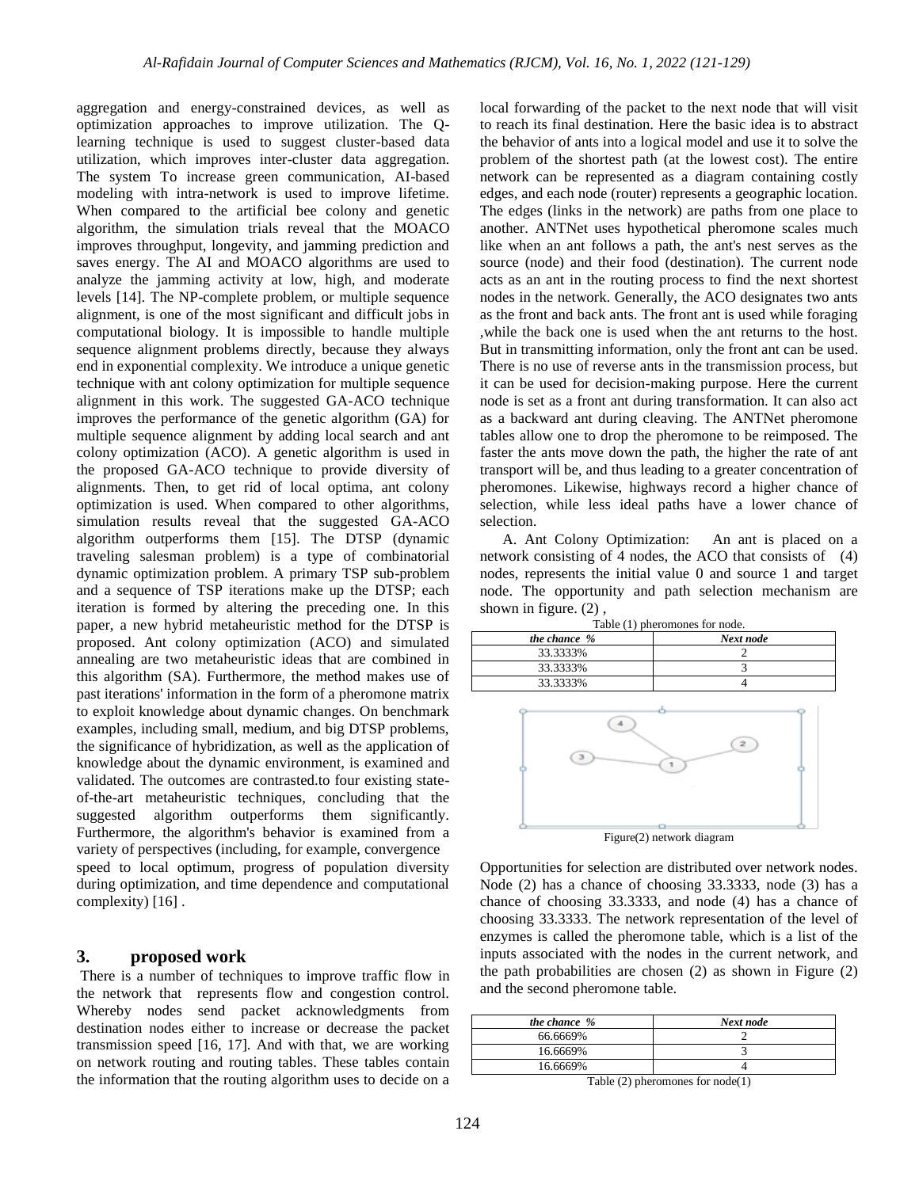aggregation and energy-constrained devices, as well as optimization approaches to improve utilization. The Q-learning technique is used to suggest cluster-based data utilization, which improves inter-cluster data aggregation. The system To increase green communication, AI-based modeling with intra-network is used to improve lifetime. When compared to the artificial bee colony and genetic algorithm, the simulation trials reveal that the MOACO improves throughput, longevity, and jamming prediction and saves energy. The AI and MOACO algorithms are used to analyze the jamming activity at low, high, and moderate levels [14]. The NP-complete problem, or multiple sequence alignment, is one of the most significant and difficult jobs in computational biology. It is impossible to handle multiple sequence alignment problems directly, because they always end in exponential complexity. We introduce a unique genetic technique with ant colony optimization for multiple sequence alignment in this work. The suggested GA-ACO technique improves the performance of the genetic algorithm (GA) for multiple sequence alignment by adding local search and ant colony optimization (ACO). A genetic algorithm is used in the proposed GA-ACO technique to provide diversity of alignments. Then, to get rid of local optima, ant colony optimization is used. When compared to other algorithms, simulation results reveal that the suggested GA-ACO algorithm outperforms them [15]. The DTSP (dynamic traveling salesman problem) is a type of combinatorial dynamic optimization problem. A primary TSP sub-problem and a sequence of TSP iterations make up the DTSP; each iteration is formed by altering the preceding one. In this paper, a new hybrid metaheuristic method for the DTSP is proposed. Ant colony optimization (ACO) and simulated annealing are two metaheuristic ideas that are combined in this algorithm (SA). Furthermore, the method makes use of past iterations' information in the form of a pheromone matrix to exploit knowledge about dynamic changes. On benchmark examples, including small, medium, and big DTSP problems, the significance of hybridization, as well as the application of knowledge about the dynamic environment, is examined and validated. The outcomes are contrasted.to four existing state-of-the-art metaheuristic techniques, concluding that the suggested algorithm outperforms them significantly. Furthermore, the algorithm's behavior is examined from a variety of perspectives (including, for example, convergence speed to local optimum, progress of population diversity during optimization, and time dependence and computational complexity) [16] .

## 3. proposed work

There is a number of techniques to improve traffic flow in the network that represents flow and congestion control. Whereby nodes send packet acknowledgments from destination nodes either to increase or decrease the packet transmission speed [16, 17]. And with that, we are working on network routing and routing tables. These tables contain the information that the routing algorithm uses to decide on a local forwarding of the packet to the next node that will visit to reach its final destination. Here the basic idea is to abstract the behavior of ants into a logical model and use it to solve the problem of the shortest path (at the lowest cost). The entire network can be represented as a diagram containing costly edges, and each node (router) represents a geographic location. The edges (links in the network) are paths from one place to another. ANTNet uses hypothetical pheromone scales much like when an ant follows a path, the ant's nest serves as the source (node) and their food (destination). The current node acts as an ant in the routing process to find the next shortest nodes in the network. Generally, the ACO designates two ants as the front and back ants. The front ant is used while foraging ,while the back one is used when the ant returns to the host. But in transmitting information, only the front ant can be used. There is no use of reverse ants in the transmission process, but it can be used for decision-making purpose. Here the current node is set as a front ant during transformation. It can also act as a backward ant during cleaving. The ANTNet pheromone tables allow one to drop the pheromone to be reimposed. The faster the ants move down the path, the higher the rate of ant transport will be, and thus leading to a greater concentration of pheromones. Likewise, highways record a higher chance of selection, while less ideal paths have a lower chance of selection.

A. Ant Colony Optimization: An ant is placed on a network consisting of 4 nodes, the ACO that consists of (4) nodes, represents the initial value 0 and source 1 and target node. The opportunity and path selection mechanism are shown in figure. (2) ,

Table (1) pheromones for node.

| *the chance %* | *Next node* |
|---|---|
| 33.3333% | 2 |
| 33.3333% | 3 |
| 33.3333% | 4 |

Figure(2) network diagram

Opportunities for selection are distributed over network nodes. Node (2) has a chance of choosing 33.3333, node (3) has a chance of choosing 33.3333, and node (4) has a chance of choosing 33.3333. The network representation of the level of enzymes is called the pheromone table, which is a list of the inputs associated with the nodes in the current network, and the path probabilities are chosen (2) as shown in Figure (2) and the second pheromone table.

| *the chance %* | *Next node* |
|---|---|
| 66.6669% | 2 |
| 16.6669% | 3 |
| 16.6669% | 4 |

Table (2) pheromones for node(1)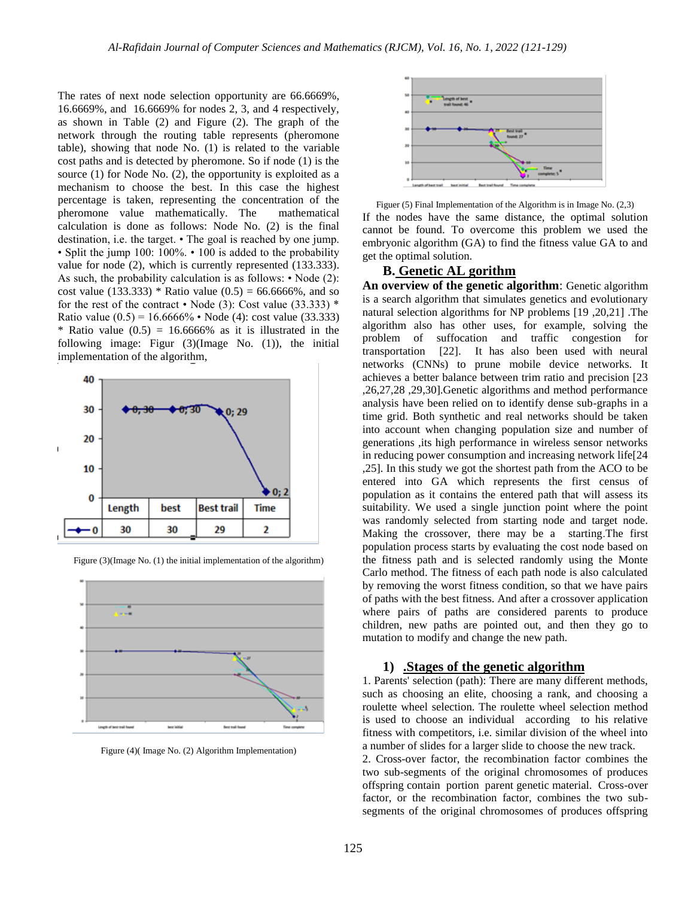The rates of next node selection opportunity are 66.6669%, 16.6669%, and 16.6669% for nodes 2, 3, and 4 respectively, as shown in Table (2) and Figure (2). The graph of the network through the routing table represents (pheromone table), showing that node No. (1) is related to the variable cost paths and is detected by pheromone. So if node (1) is the source (1) for Node No. (2), the opportunity is exploited as a mechanism to choose the best. In this case the highest percentage is taken, representing the concentration of the pheromone value mathematically. The mathematical calculation is done as follows: Node No. (2) is the final destination, i.e. the target. • The goal is reached by one jump. • Split the jump 100: 100%. • 100 is added to the probability value for node (2), which is currently represented (133.333). As such, the probability calculation is as follows: • Node (2): cost value (133.333) * Ratio value (0.5) = 66.6666%, and so for the rest of the contract • Node (3): Cost value (33.333) * Ratio value (0.5) = 16.6666% • Node (4): cost value (33.333) * Ratio value (0.5) = 16.6666% as it is illustrated in the following image: Figur (3)(Image No. (1)), the initial implementation of the algorithm,

| | Length | best | Best trail | Time |
|---|---|---|---|---|
| 0 | 30 | 30 | 29 | 2 |

Figure (3)(Image No. (1) the initial implementation of the algorithm)

Figure (4)( Image No. (2) Algorithm Implementation)

Figuer (5) Final Implementation of the Algorithm is in Image No. (2,3)

If the nodes have the same distance, the optimal solution cannot be found. To overcome this problem we used the embryonic algorithm (GA) to find the fitness value GA to and get the optimal solution.

## B. Genetic AL gorithm

**An overview of the genetic algorithm**: Genetic algorithm is a search algorithm that simulates genetics and evolutionary natural selection algorithms for NP problems [19 ,20,21] .The algorithm also has other uses, for example, solving the problem of suffocation and traffic congestion for transportation [22]. It has also been used with neural networks (CNNs) to prune mobile device networks. It achieves a better balance between trim ratio and precision [23 ,26,27,28 ,29,30].Genetic algorithms and method performance analysis have been relied on to identify dense sub-graphs in a time grid. Both synthetic and real networks should be taken into account when changing population size and number of generations ,its high performance in wireless sensor networks in reducing power consumption and increasing network life[24 ,25]. In this study we got the shortest path from the ACO to be entered into GA which represents the first census of population as it contains the entered path that will assess its suitability. We used a single junction point where the point was randomly selected from starting node and target node. Making the crossover, there may be a starting.The first population process starts by evaluating the cost node based on the fitness path and is selected randomly using the Monte Carlo method. The fitness of each path node is also calculated by removing the worst fitness condition, so that we have pairs of paths with the best fitness. And after a crossover application where pairs of paths are considered parents to produce children, new paths are pointed out, and then they go to mutation to modify and change the new path.

### 1) .Stages of the genetic algorithm

1. Parents' selection (path): There are many different methods, such as choosing an elite, choosing a rank, and choosing a roulette wheel selection. The roulette wheel selection method is used to choose an individual according to his relative fitness with competitors, i.e. similar division of the wheel into a number of slides for a larger slide to choose the new track.

2. Cross-over factor, the recombination factor combines the two sub-segments of the original chromosomes of produces offspring contain portion parent genetic material. Cross-over factor, or the recombination factor, combines the two sub-segments of the original chromosomes of produces offspring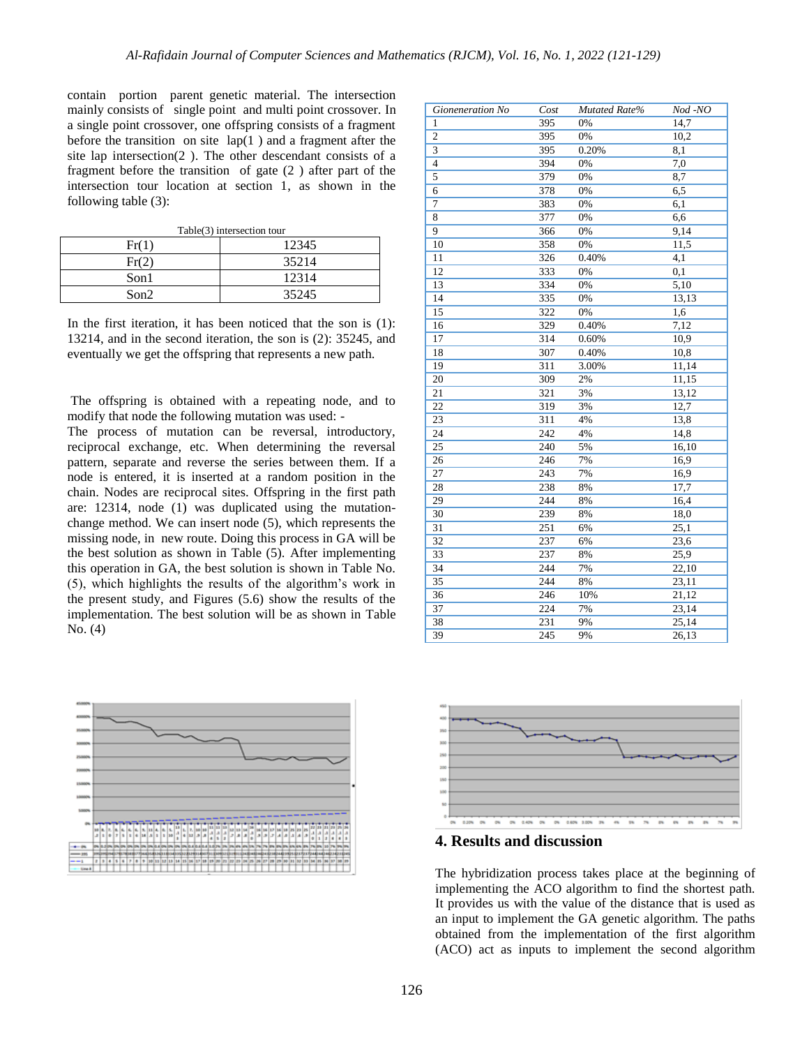contain portion parent genetic material. The intersection mainly consists of single point and multi point crossover. In a single point crossover, one offspring consists of a fragment before the transition on site lap(1 ) and a fragment after the site lap intersection(2 ). The other descendant consists of a fragment before the transition of gate (2 ) after part of the intersection tour location at section 1, as shown in the following table (3):

Table(3) intersection tour

| Fr(1) | 12345 |
|---|---|
| Fr(2) | 35214 |
| Son1 | 12314 |
| Son2 | 35245 |

In the first iteration, it has been noticed that the son is (1): 13214, and in the second iteration, the son is (2): 35245, and eventually we get the offspring that represents a new path.

The offspring is obtained with a repeating node, and to modify that node the following mutation was used: -
The process of mutation can be reversal, introductory, reciprocal exchange, etc. When determining the reversal pattern, separate and reverse the series between them. If a node is entered, it is inserted at a random position in the chain. Nodes are reciprocal sites. Offspring in the first path are: 12314, node (1) was duplicated using the mutation-change method. We can insert node (5), which represents the missing node, in new route. Doing this process in GA will be the best solution as shown in Table (5). After implementing this operation in GA, the best solution is shown in Table No. (5), which highlights the results of the algorithm's work in the present study, and Figures (5.6) show the results of the implementation. The best solution will be as shown in Table No. (4)

| Gioneneration No | Cost | Mutated Rate% | Nod -NO |
|---|---|---|---|
| 1 | 395 | 0% | 14,7 |
| 2 | 395 | 0% | 10,2 |
| 3 | 395 | 0.20% | 8,1 |
| 4 | 394 | 0% | 7,0 |
| 5 | 379 | 0% | 8,7 |
| 6 | 378 | 0% | 6,5 |
| 7 | 383 | 0% | 6,1 |
| 8 | 377 | 0% | 6,6 |
| 9 | 366 | 0% | 9,14 |
| 10 | 358 | 0% | 11,5 |
| 11 | 326 | 0.40% | 4,1 |
| 12 | 333 | 0% | 0,1 |
| 13 | 334 | 0% | 5,10 |
| 14 | 335 | 0% | 13,13 |
| 15 | 322 | 0% | 1,6 |
| 16 | 329 | 0.40% | 7,12 |
| 17 | 314 | 0.60% | 10,9 |
| 18 | 307 | 0.40% | 10,8 |
| 19 | 311 | 3.00% | 11,14 |
| 20 | 309 | 2% | 11,15 |
| 21 | 321 | 3% | 13,12 |
| 22 | 319 | 3% | 12,7 |
| 23 | 311 | 4% | 13,8 |
| 24 | 242 | 4% | 14,8 |
| 25 | 240 | 5% | 16,10 |
| 26 | 246 | 7% | 16,9 |
| 27 | 243 | 7% | 16,9 |
| 28 | 238 | 8% | 17,7 |
| 29 | 244 | 8% | 16,4 |
| 30 | 239 | 8% | 18,0 |
| 31 | 251 | 6% | 25,1 |
| 32 | 237 | 6% | 23,6 |
| 33 | 237 | 8% | 25,9 |
| 34 | 244 | 7% | 22,10 |
| 35 | 244 | 8% | 23,11 |
| 36 | 246 | 10% | 21,12 |
| 37 | 224 | 7% | 23,14 |
| 38 | 231 | 9% | 25,14 |
| 39 | 245 | 9% | 26,13 |

## 4. Results and discussion

The hybridization process takes place at the beginning of implementing the ACO algorithm to find the shortest path. It provides us with the value of the distance that is used as an input to implement the GA genetic algorithm. The paths obtained from the implementation of the first algorithm (ACO) act as inputs to implement the second algorithm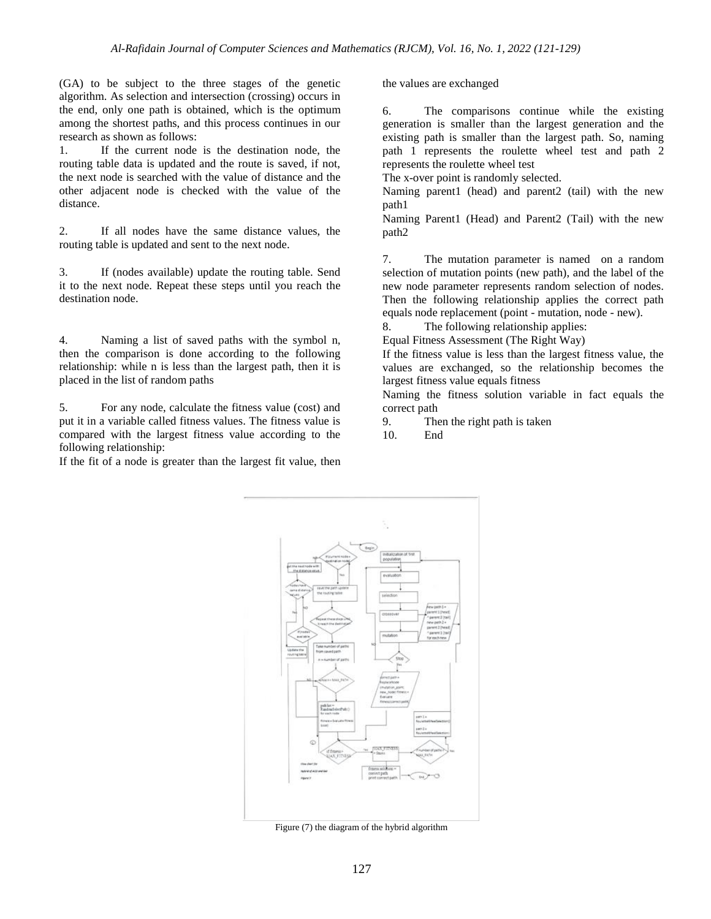(GA) to be subject to the three stages of the genetic algorithm. As selection and intersection (crossing) occurs in the end, only one path is obtained, which is the optimum among the shortest paths, and this process continues in our research as shown as follows:

1. If the current node is the destination node, the routing table data is updated and the route is saved, if not, the next node is searched with the value of distance and the other adjacent node is checked with the value of the distance.

2. If all nodes have the same distance values, the routing table is updated and sent to the next node.

3. If (nodes available) update the routing table. Send it to the next node. Repeat these steps until you reach the destination node.

4. Naming a list of saved paths with the symbol n, then the comparison is done according to the following relationship: while n is less than the largest path, then it is placed in the list of random paths

5. For any node, calculate the fitness value (cost) and put it in a variable called fitness values. The fitness value is compared with the largest fitness value according to the following relationship:

If the fit of a node is greater than the largest fit value, then the values are exchanged

6. The comparisons continue while the existing generation is smaller than the largest generation and the existing path is smaller than the largest path. So, naming path 1 represents the roulette wheel test and path 2 represents the roulette wheel test

The x-over point is randomly selected.

Naming parent1 (head) and parent2 (tail) with the new path1

Naming Parent1 (Head) and Parent2 (Tail) with the new path2

7. The mutation parameter is named on a random selection of mutation points (new path), and the label of the new node parameter represents random selection of nodes. Then the following relationship applies the correct path equals node replacement (point - mutation, node - new).

8. The following relationship applies:

Equal Fitness Assessment (The Right Way)

If the fitness value is less than the largest fitness value, the values are exchanged, so the relationship becomes the largest fitness value equals fitness

Naming the fitness solution variable in fact equals the correct path

9. Then the right path is taken

10. End

Figure (7) the diagram of the hybrid algorithm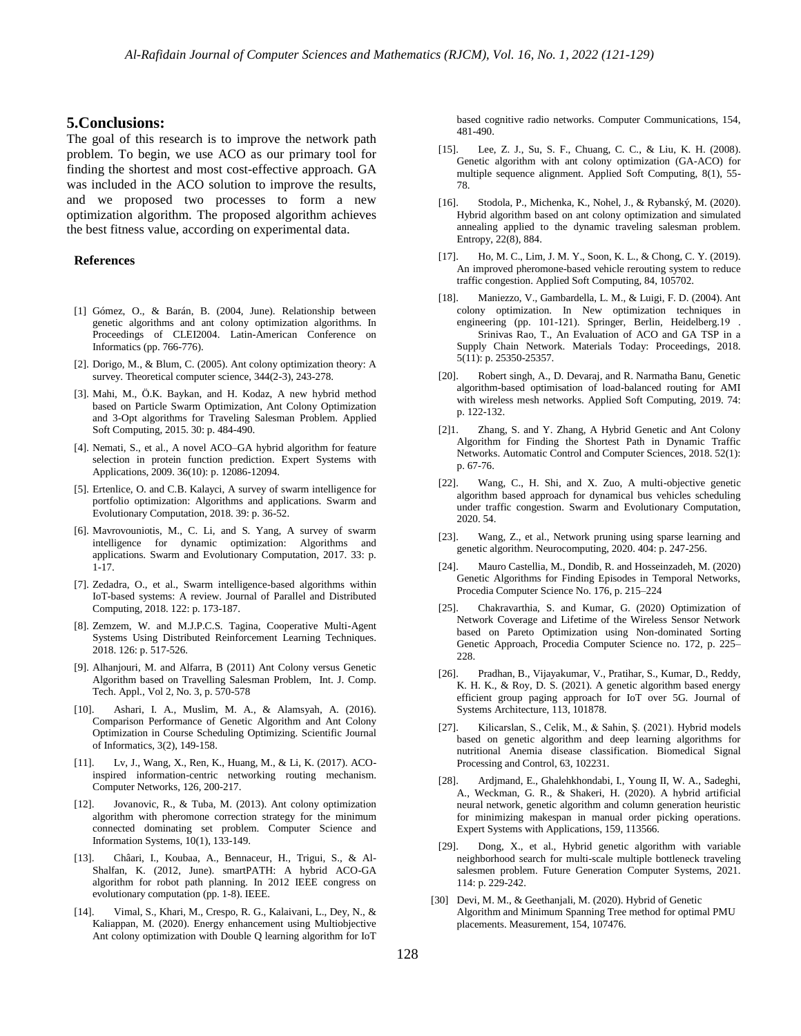## 5.Conclusions:

The goal of this research is to improve the network path problem. To begin, we use ACO as our primary tool for finding the shortest and most cost-effective approach. GA was included in the ACO solution to improve the results, and we proposed two processes to form a new optimization algorithm. The proposed algorithm achieves the best fitness value, according on experimental data.

### References

[1] Gómez, O., & Barán, B. (2004, June). Relationship between genetic algorithms and ant colony optimization algorithms. In Proceedings of CLEI2004. Latin-American Conference on Informatics (pp. 766-776).

[2]. Dorigo, M., & Blum, C. (2005). Ant colony optimization theory: A survey. Theoretical computer science, 344(2-3), 243-278.

[3]. Mahi, M., Ö.K. Baykan, and H. Kodaz, A new hybrid method based on Particle Swarm Optimization, Ant Colony Optimization and 3-Opt algorithms for Traveling Salesman Problem. Applied Soft Computing, 2015. 30: p. 484-490.

[4]. Nemati, S., et al., A novel ACO–GA hybrid algorithm for feature selection in protein function prediction. Expert Systems with Applications, 2009. 36(10): p. 12086-12094.

[5]. Ertenlice, O. and C.B. Kalayci, A survey of swarm intelligence for portfolio optimization: Algorithms and applications. Swarm and Evolutionary Computation, 2018. 39: p. 36-52.

[6]. Mavrovouniotis, M., C. Li, and S. Yang, A survey of swarm intelligence for dynamic optimization: Algorithms and applications. Swarm and Evolutionary Computation, 2017. 33: p. 1-17.

[7]. Zedadra, O., et al., Swarm intelligence-based algorithms within IoT-based systems: A review. Journal of Parallel and Distributed Computing, 2018. 122: p. 173-187.

[8]. Zemzem, W. and M.J.P.C.S. Tagina, Cooperative Multi-Agent Systems Using Distributed Reinforcement Learning Techniques. 2018. 126: p. 517-526.

[9]. Alhanjouri, M. and Alfarra, B (2011) Ant Colony versus Genetic Algorithm based on Travelling Salesman Problem, Int. J. Comp. Tech. Appl., Vol 2, No. 3, p. 570-578

[10]. Ashari, I. A., Muslim, M. A., & Alamsyah, A. (2016). Comparison Performance of Genetic Algorithm and Ant Colony Optimization in Course Scheduling Optimizing. Scientific Journal of Informatics, 3(2), 149-158.

[11]. Lv, J., Wang, X., Ren, K., Huang, M., & Li, K. (2017). ACO-inspired information-centric networking routing mechanism. Computer Networks, 126, 200-217.

[12]. Jovanovic, R., & Tuba, M. (2013). Ant colony optimization algorithm with pheromone correction strategy for the minimum connected dominating set problem. Computer Science and Information Systems, 10(1), 133-149.

[13]. Châari, I., Koubaa, A., Bennaceur, H., Trigui, S., & Al-Shalfan, K. (2012, June). smartPATH: A hybrid ACO-GA algorithm for robot path planning. In 2012 IEEE congress on evolutionary computation (pp. 1-8). IEEE.

[14]. Vimal, S., Khari, M., Crespo, R. G., Kalaivani, L., Dey, N., & Kaliappan, M. (2020). Energy enhancement using Multiobjective Ant colony optimization with Double Q learning algorithm for IoT based cognitive radio networks. Computer Communications, 154, 481-490.

[15]. Lee, Z. J., Su, S. F., Chuang, C. C., & Liu, K. H. (2008). Genetic algorithm with ant colony optimization (GA-ACO) for multiple sequence alignment. Applied Soft Computing, 8(1), 55-78.

[16]. Stodola, P., Michenka, K., Nohel, J., & Rybanský, M. (2020). Hybrid algorithm based on ant colony optimization and simulated annealing applied to the dynamic traveling salesman problem. Entropy, 22(8), 884.

[17]. Ho, M. C., Lim, J. M. Y., Soon, K. L., & Chong, C. Y. (2019). An improved pheromone-based vehicle rerouting system to reduce traffic congestion. Applied Soft Computing, 84, 105702.

[18]. Maniezzo, V., Gambardella, L. M., & Luigi, F. D. (2004). Ant colony optimization. In New optimization techniques in engineering (pp. 101-121). Springer, Berlin, Heidelberg.19 . Srinivas Rao, T., An Evaluation of ACO and GA TSP in a Supply Chain Network. Materials Today: Proceedings, 2018. 5(11): p. 25350-25357.

[20]. Robert singh, A., D. Devaraj, and R. Narmatha Banu, Genetic algorithm-based optimisation of load-balanced routing for AMI with wireless mesh networks. Applied Soft Computing, 2019. 74: p. 122-132.

[2]1. Zhang, S. and Y. Zhang, A Hybrid Genetic and Ant Colony Algorithm for Finding the Shortest Path in Dynamic Traffic Networks. Automatic Control and Computer Sciences, 2018. 52(1): p. 67-76.

[22]. Wang, C., H. Shi, and X. Zuo, A multi-objective genetic algorithm based approach for dynamical bus vehicles scheduling under traffic congestion. Swarm and Evolutionary Computation, 2020. 54.

[23]. Wang, Z., et al., Network pruning using sparse learning and genetic algorithm. Neurocomputing, 2020. 404: p. 247-256.

[24]. Mauro Castellia, M., Dondib, R. and Hosseinzadeh, M. (2020) Genetic Algorithms for Finding Episodes in Temporal Networks, Procedia Computer Science No. 176, p. 215–224

[25]. Chakravarthia, S. and Kumar, G. (2020) Optimization of Network Coverage and Lifetime of the Wireless Sensor Network based on Pareto Optimization using Non-dominated Sorting Genetic Approach, Procedia Computer Science no. 172, p. 225–228.

[26]. Pradhan, B., Vijayakumar, V., Pratihar, S., Kumar, D., Reddy, K. H. K., & Roy, D. S. (2021). A genetic algorithm based energy efficient group paging approach for IoT over 5G. Journal of Systems Architecture, 113, 101878.

[27]. Kilicarslan, S., Celik, M., & Sahin, Ş. (2021). Hybrid models based on genetic algorithm and deep learning algorithms for nutritional Anemia disease classification. Biomedical Signal Processing and Control, 63, 102231.

[28]. Ardjmand, E., Ghalehkhondabi, I., Young II, W. A., Sadeghi, A., Weckman, G. R., & Shakeri, H. (2020). A hybrid artificial neural network, genetic algorithm and column generation heuristic for minimizing makespan in manual order picking operations. Expert Systems with Applications, 159, 113566.

[29]. Dong, X., et al., Hybrid genetic algorithm with variable neighborhood search for multi-scale multiple bottleneck traveling salesmen problem. Future Generation Computer Systems, 2021. 114: p. 229-242.

[30] Devi, M. M., & Geethanjali, M. (2020). Hybrid of Genetic Algorithm and Minimum Spanning Tree method for optimal PMU placements. Measurement, 154, 107476.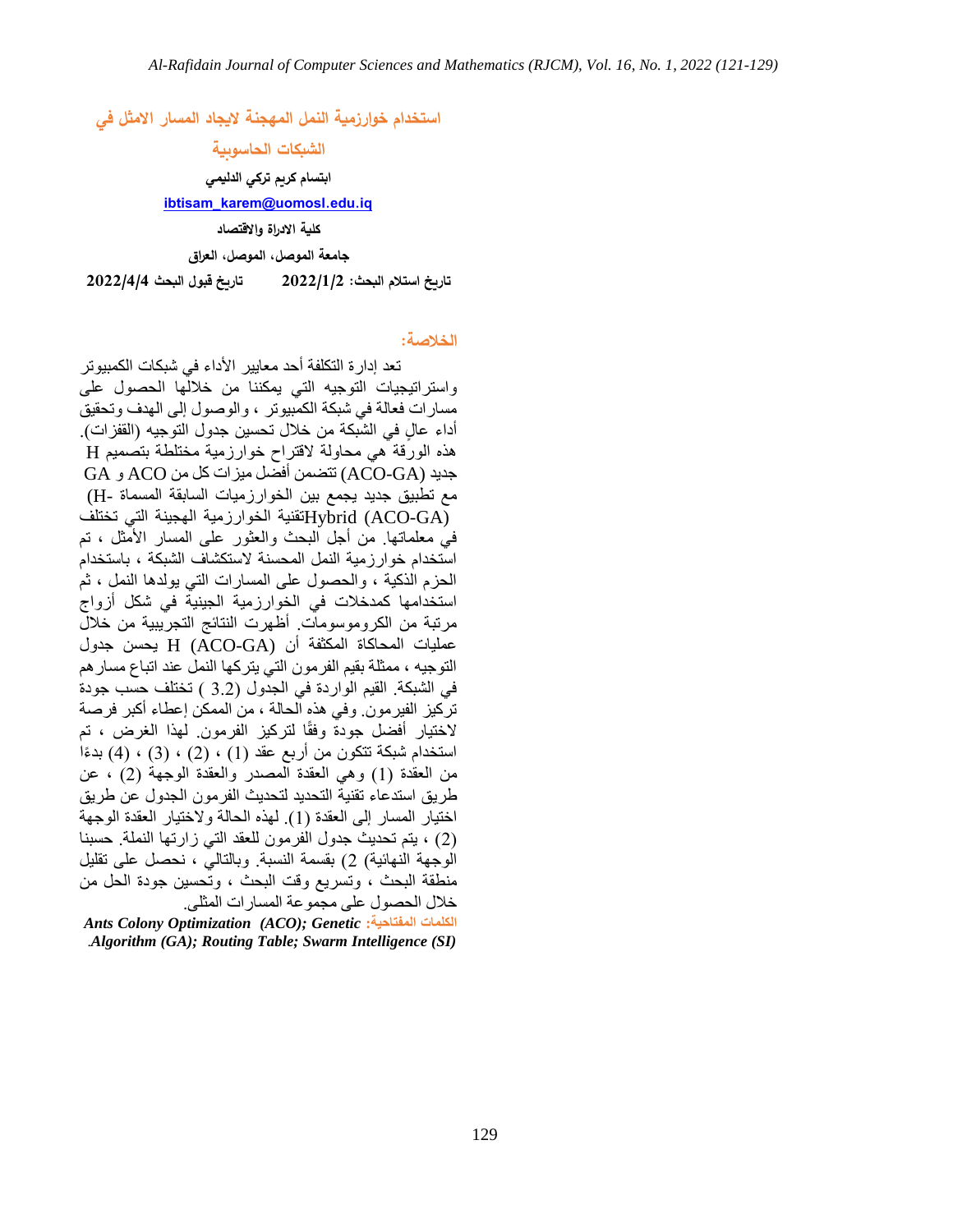# استخدام خوارزمية النمل المهجنة لايجاد المسار الامثل في الشبكات الحاسوبية

**ابتسام كريم تركي الدليمي**

ibtisam_karem@uomosl.edu.iq

**كلية الادراة والاقتصاد**

**جامعة الموصل، الموصل، العراق**

**تاريخ استلام البحث: 2022/1/2 تاريخ قبول البحث 2022/4/4**

## الخلاصة:

تعد إدارة التكلفة أحد معايير الأداء في شبكات الكمبيوتر واستراتيجيات التوجيه التي يمكننا من خلالها الحصول على مسارات فعالة في شبكة الكمبيوتر ، والوصول إلى الهدف وتحقيق أداء عالٍ في الشبكة من خلال تحسين جدول التوجيه (القفزات). هذه الورقة هي محاولة لاقتراح خوارزمية مختلطة بتصميم H جديد (ACO-GA) تتضمن أفضل ميزات كل من ACO و GA مع تطبيق جديد يجمع بين الخوارزميات السابقة المسماة -H) (Hybrid (ACO-GA تقنية الخوارزمية الهجينة التي تختلف في معلماتها. من أجل البحث والعثور على المسار الأمثل ، تم استخدام خوارزمية النمل المحسنة لاستكشاف الشبكة ، باستخدام الحزم الذكية ، والحصول على المسارات التي يولدها النمل ، ثم استخدامها كمدخلات في الخوارزمية الجينية في شكل أزواج مرتبة من الكروموسومات. أظهرت النتائج التجريبية من خلال عمليات المحاكاة المكثفة أن H (ACO-GA) يحسن جدول التوجيه ، ممثلة بقيم الفرمون التي يتركها النمل عند اتباع مسارهم في الشبكة. القيم الواردة في الجدول (3.2 ) تختلف حسب جودة تركيز الفيرمون. وفي هذه الحالة ، من الممكن إعطاء أكبر فرصة لاختيار أفضل جودة وفقًا لتركيز الفرمون. لهذا الغرض ، تم استخدام شبكة تتكون من أربع عقد (1) ، (2) ، (3) ، (4) بدءًا من العقدة (1) وهي العقدة المصدر والعقدة الوجهة (2) ، عن طريق استدعاء تقنية التحديد لتحديث الفرمون الجدول عن طريق اختيار المسار إلى العقدة (1). لهذه الحالة ولاختيار العقدة الوجهة (2) ، يتم تحديث جدول الفرمون للعقد التي زارتها النملة. حسبنا الوجهة النهائية) 2) بقسمة النسبة. وبالتالي ، نحصل على تقليل منطقة البحث ، وتسريع وقت البحث ، وتحسين جودة الحل من خلال الحصول على مجموعة المسارات المثلى.

**الكلمات المفتاحية:** ***Ants Colony Optimization (ACO); Genetic Algorithm (GA); Routing Table; Swarm Intelligence (SI).***